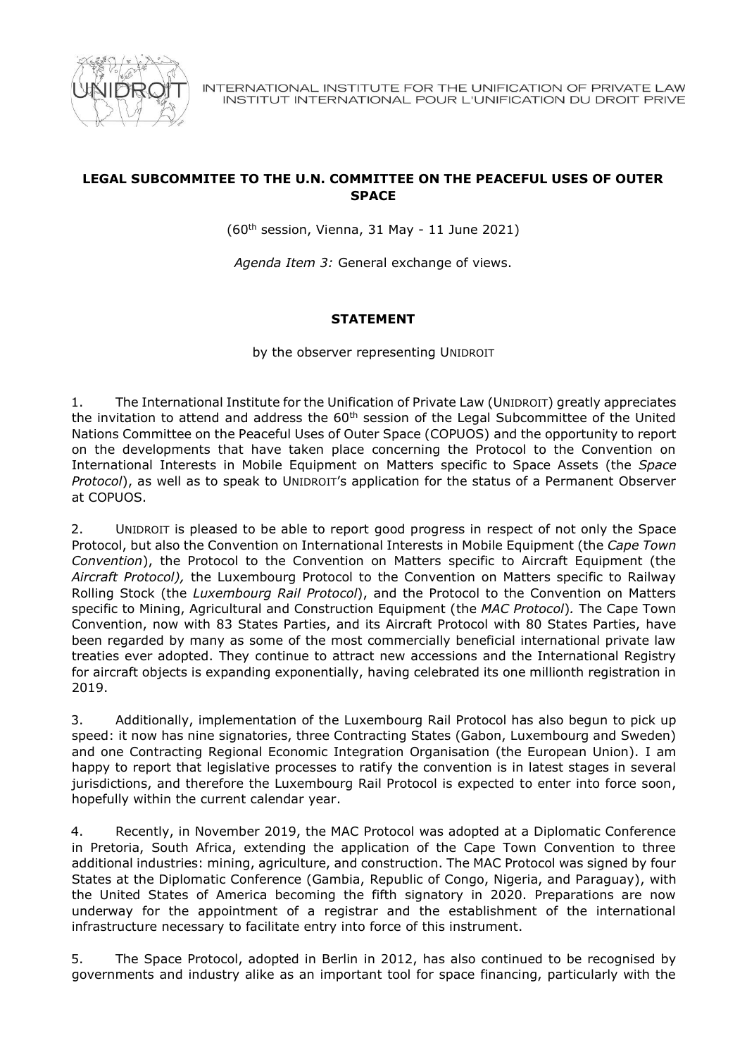INTERNATIONAL INSTITUTE FOR THE UNIFICATION OF PRIVATE LAW
INSTITUT INTERNATIONAL POUR L'UNIFICATION DU DROIT PRIVE

**LEGAL SUBCOMMITEE TO THE U.N. COMMITTEE ON THE PEACEFUL USES OF OUTER SPACE**

(60th session, Vienna, 31 May - 11 June 2021)

*Agenda Item 3:* General exchange of views.

**STATEMENT**

by the observer representing UNIDROIT

1. The International Institute for the Unification of Private Law (UNIDROIT) greatly appreciates the invitation to attend and address the 60th session of the Legal Subcommittee of the United Nations Committee on the Peaceful Uses of Outer Space (COPUOS) and the opportunity to report on the developments that have taken place concerning the Protocol to the Convention on International Interests in Mobile Equipment on Matters specific to Space Assets (the *Space Protocol*), as well as to speak to UNIDROIT's application for the status of a Permanent Observer at COPUOS.

2. UNIDROIT is pleased to be able to report good progress in respect of not only the Space Protocol, but also the Convention on International Interests in Mobile Equipment (the *Cape Town Convention*), the Protocol to the Convention on Matters specific to Aircraft Equipment (the *Aircraft Protocol),* the Luxembourg Protocol to the Convention on Matters specific to Railway Rolling Stock (the *Luxembourg Rail Protocol*), and the Protocol to the Convention on Matters specific to Mining, Agricultural and Construction Equipment (the *MAC Protocol*)*.* The Cape Town Convention, now with 83 States Parties, and its Aircraft Protocol with 80 States Parties, have been regarded by many as some of the most commercially beneficial international private law treaties ever adopted. They continue to attract new accessions and the International Registry for aircraft objects is expanding exponentially, having celebrated its one millionth registration in 2019.

3. Additionally, implementation of the Luxembourg Rail Protocol has also begun to pick up speed: it now has nine signatories, three Contracting States (Gabon, Luxembourg and Sweden) and one Contracting Regional Economic Integration Organisation (the European Union). I am happy to report that legislative processes to ratify the convention is in latest stages in several jurisdictions, and therefore the Luxembourg Rail Protocol is expected to enter into force soon, hopefully within the current calendar year.

4. Recently, in November 2019, the MAC Protocol was adopted at a Diplomatic Conference in Pretoria, South Africa, extending the application of the Cape Town Convention to three additional industries: mining, agriculture, and construction. The MAC Protocol was signed by four States at the Diplomatic Conference (Gambia, Republic of Congo, Nigeria, and Paraguay), with the United States of America becoming the fifth signatory in 2020. Preparations are now underway for the appointment of a registrar and the establishment of the international infrastructure necessary to facilitate entry into force of this instrument.

5. The Space Protocol, adopted in Berlin in 2012, has also continued to be recognised by governments and industry alike as an important tool for space financing, particularly with the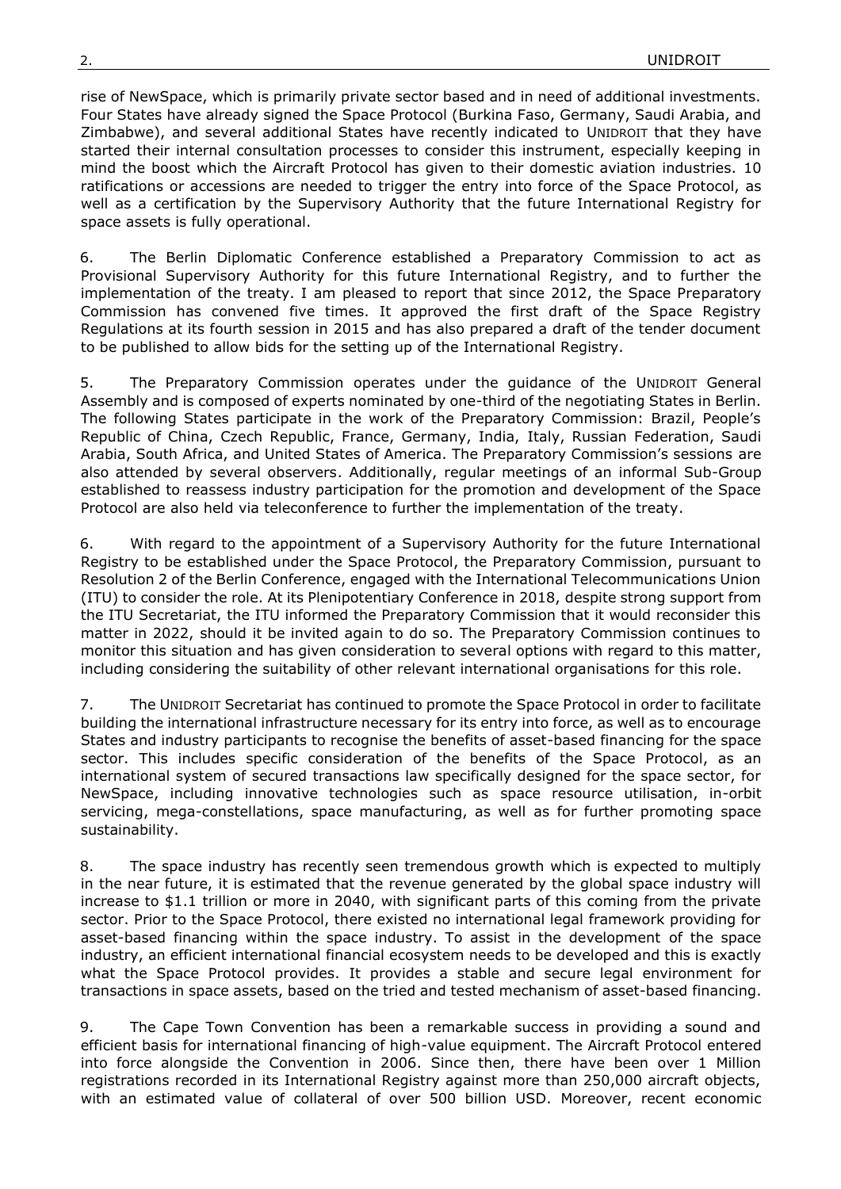rise of NewSpace, which is primarily private sector based and in need of additional investments. Four States have already signed the Space Protocol (Burkina Faso, Germany, Saudi Arabia, and Zimbabwe), and several additional States have recently indicated to UNIDROIT that they have started their internal consultation processes to consider this instrument, especially keeping in mind the boost which the Aircraft Protocol has given to their domestic aviation industries. 10 ratifications or accessions are needed to trigger the entry into force of the Space Protocol, as well as a certification by the Supervisory Authority that the future International Registry for space assets is fully operational.

6. The Berlin Diplomatic Conference established a Preparatory Commission to act as Provisional Supervisory Authority for this future International Registry, and to further the implementation of the treaty. I am pleased to report that since 2012, the Space Preparatory Commission has convened five times. It approved the first draft of the Space Registry Regulations at its fourth session in 2015 and has also prepared a draft of the tender document to be published to allow bids for the setting up of the International Registry.

5. The Preparatory Commission operates under the guidance of the UNIDROIT General Assembly and is composed of experts nominated by one-third of the negotiating States in Berlin. The following States participate in the work of the Preparatory Commission: Brazil, People's Republic of China, Czech Republic, France, Germany, India, Italy, Russian Federation, Saudi Arabia, South Africa, and United States of America. The Preparatory Commission's sessions are also attended by several observers. Additionally, regular meetings of an informal Sub-Group established to reassess industry participation for the promotion and development of the Space Protocol are also held via teleconference to further the implementation of the treaty.

6. With regard to the appointment of a Supervisory Authority for the future International Registry to be established under the Space Protocol, the Preparatory Commission, pursuant to Resolution 2 of the Berlin Conference, engaged with the International Telecommunications Union (ITU) to consider the role. At its Plenipotentiary Conference in 2018, despite strong support from the ITU Secretariat, the ITU informed the Preparatory Commission that it would reconsider this matter in 2022, should it be invited again to do so. The Preparatory Commission continues to monitor this situation and has given consideration to several options with regard to this matter, including considering the suitability of other relevant international organisations for this role.

7. The UNIDROIT Secretariat has continued to promote the Space Protocol in order to facilitate building the international infrastructure necessary for its entry into force, as well as to encourage States and industry participants to recognise the benefits of asset-based financing for the space sector. This includes specific consideration of the benefits of the Space Protocol, as an international system of secured transactions law specifically designed for the space sector, for NewSpace, including innovative technologies such as space resource utilisation, in-orbit servicing, mega-constellations, space manufacturing, as well as for further promoting space sustainability.

8. The space industry has recently seen tremendous growth which is expected to multiply in the near future, it is estimated that the revenue generated by the global space industry will increase to $1.1 trillion or more in 2040, with significant parts of this coming from the private sector. Prior to the Space Protocol, there existed no international legal framework providing for asset-based financing within the space industry. To assist in the development of the space industry, an efficient international financial ecosystem needs to be developed and this is exactly what the Space Protocol provides. It provides a stable and secure legal environment for transactions in space assets, based on the tried and tested mechanism of asset-based financing.

9. The Cape Town Convention has been a remarkable success in providing a sound and efficient basis for international financing of high-value equipment. The Aircraft Protocol entered into force alongside the Convention in 2006. Since then, there have been over 1 Million registrations recorded in its International Registry against more than 250,000 aircraft objects, with an estimated value of collateral of over 500 billion USD. Moreover, recent economic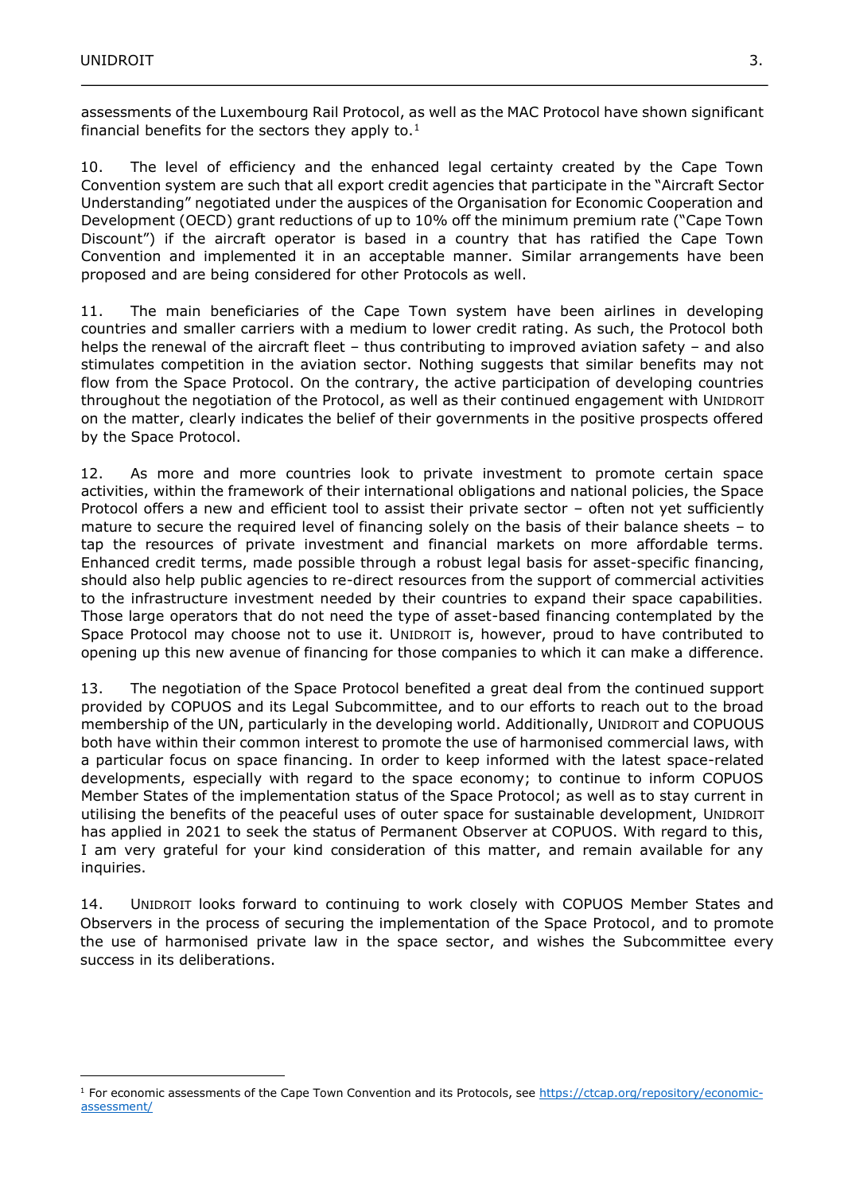assessments of the Luxembourg Rail Protocol, as well as the MAC Protocol have shown significant financial benefits for the sectors they apply to.[1]

10. The level of efficiency and the enhanced legal certainty created by the Cape Town Convention system are such that all export credit agencies that participate in the "Aircraft Sector Understanding" negotiated under the auspices of the Organisation for Economic Cooperation and Development (OECD) grant reductions of up to 10% off the minimum premium rate ("Cape Town Discount") if the aircraft operator is based in a country that has ratified the Cape Town Convention and implemented it in an acceptable manner. Similar arrangements have been proposed and are being considered for other Protocols as well.

11. The main beneficiaries of the Cape Town system have been airlines in developing countries and smaller carriers with a medium to lower credit rating. As such, the Protocol both helps the renewal of the aircraft fleet – thus contributing to improved aviation safety – and also stimulates competition in the aviation sector. Nothing suggests that similar benefits may not flow from the Space Protocol. On the contrary, the active participation of developing countries throughout the negotiation of the Protocol, as well as their continued engagement with UNIDROIT on the matter, clearly indicates the belief of their governments in the positive prospects offered by the Space Protocol.

12. As more and more countries look to private investment to promote certain space activities, within the framework of their international obligations and national policies, the Space Protocol offers a new and efficient tool to assist their private sector – often not yet sufficiently mature to secure the required level of financing solely on the basis of their balance sheets – to tap the resources of private investment and financial markets on more affordable terms. Enhanced credit terms, made possible through a robust legal basis for asset-specific financing, should also help public agencies to re-direct resources from the support of commercial activities to the infrastructure investment needed by their countries to expand their space capabilities. Those large operators that do not need the type of asset-based financing contemplated by the Space Protocol may choose not to use it. UNIDROIT is, however, proud to have contributed to opening up this new avenue of financing for those companies to which it can make a difference.

13. The negotiation of the Space Protocol benefited a great deal from the continued support provided by COPUOS and its Legal Subcommittee, and to our efforts to reach out to the broad membership of the UN, particularly in the developing world. Additionally, UNIDROIT and COPUOUS both have within their common interest to promote the use of harmonised commercial laws, with a particular focus on space financing. In order to keep informed with the latest space-related developments, especially with regard to the space economy; to continue to inform COPUOS Member States of the implementation status of the Space Protocol; as well as to stay current in utilising the benefits of the peaceful uses of outer space for sustainable development, UNIDROIT has applied in 2021 to seek the status of Permanent Observer at COPUOS. With regard to this, I am very grateful for your kind consideration of this matter, and remain available for any inquiries.

14. UNIDROIT looks forward to continuing to work closely with COPUOS Member States and Observers in the process of securing the implementation of the Space Protocol, and to promote the use of harmonised private law in the space sector, and wishes the Subcommittee every success in its deliberations.

---

[1] For economic assessments of the Cape Town Convention and its Protocols, see [https://ctcap.org/repository/economic-assessment/](https://ctcap.org/repository/economic-assessment/)